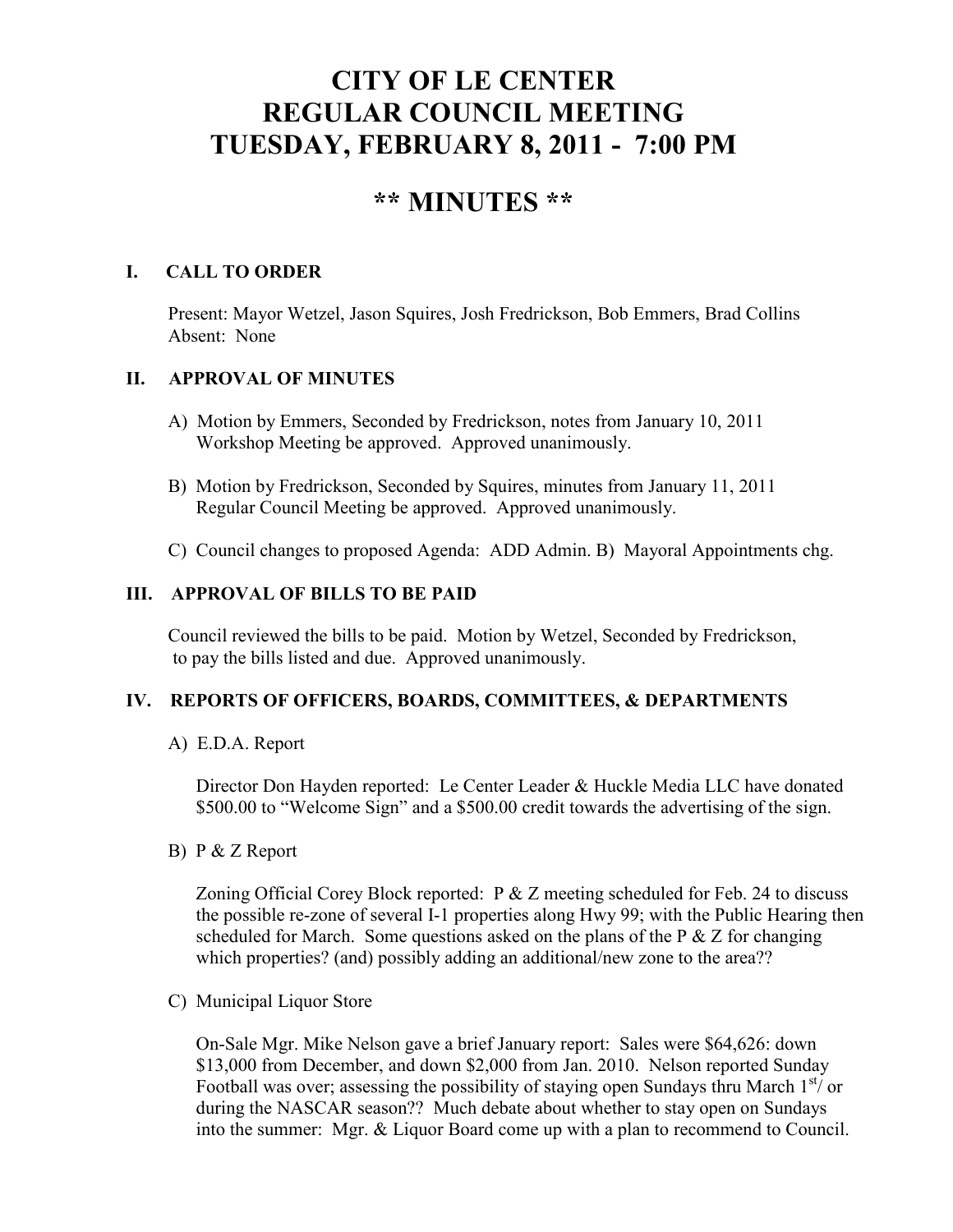# CITY OF LE CENTER
# REGULAR COUNCIL MEETING
# TUESDAY, FEBRUARY 8, 2011 - 7:00 PM

## ** MINUTES **

### I. CALL TO ORDER

Present: Mayor Wetzel, Jason Squires, Josh Fredrickson, Bob Emmers, Brad Collins
Absent: None

### II. APPROVAL OF MINUTES

A) Motion by Emmers, Seconded by Fredrickson, notes from January 10, 2011 Workshop Meeting be approved. Approved unanimously.

B) Motion by Fredrickson, Seconded by Squires, minutes from January 11, 2011 Regular Council Meeting be approved. Approved unanimously.

C) Council changes to proposed Agenda: ADD Admin. B) Mayoral Appointments chg.

### III. APPROVAL OF BILLS TO BE PAID

Council reviewed the bills to be paid. Motion by Wetzel, Seconded by Fredrickson, to pay the bills listed and due. Approved unanimously.

### IV. REPORTS OF OFFICERS, BOARDS, COMMITTEES, & DEPARTMENTS

A) E.D.A. Report

Director Don Hayden reported: Le Center Leader & Huckle Media LLC have donated $500.00 to "Welcome Sign" and a $500.00 credit towards the advertising of the sign.

B) P & Z Report

Zoning Official Corey Block reported: P & Z meeting scheduled for Feb. 24 to discuss the possible re-zone of several I-1 properties along Hwy 99; with the Public Hearing then scheduled for March. Some questions asked on the plans of the P & Z for changing which properties? (and) possibly adding an additional/new zone to the area??

C) Municipal Liquor Store

On-Sale Mgr. Mike Nelson gave a brief January report: Sales were $64,626: down $13,000 from December, and down $2,000 from Jan. 2010. Nelson reported Sunday Football was over; assessing the possibility of staying open Sundays thru March 1st/ or during the NASCAR season?? Much debate about whether to stay open on Sundays into the summer: Mgr. & Liquor Board come up with a plan to recommend to Council.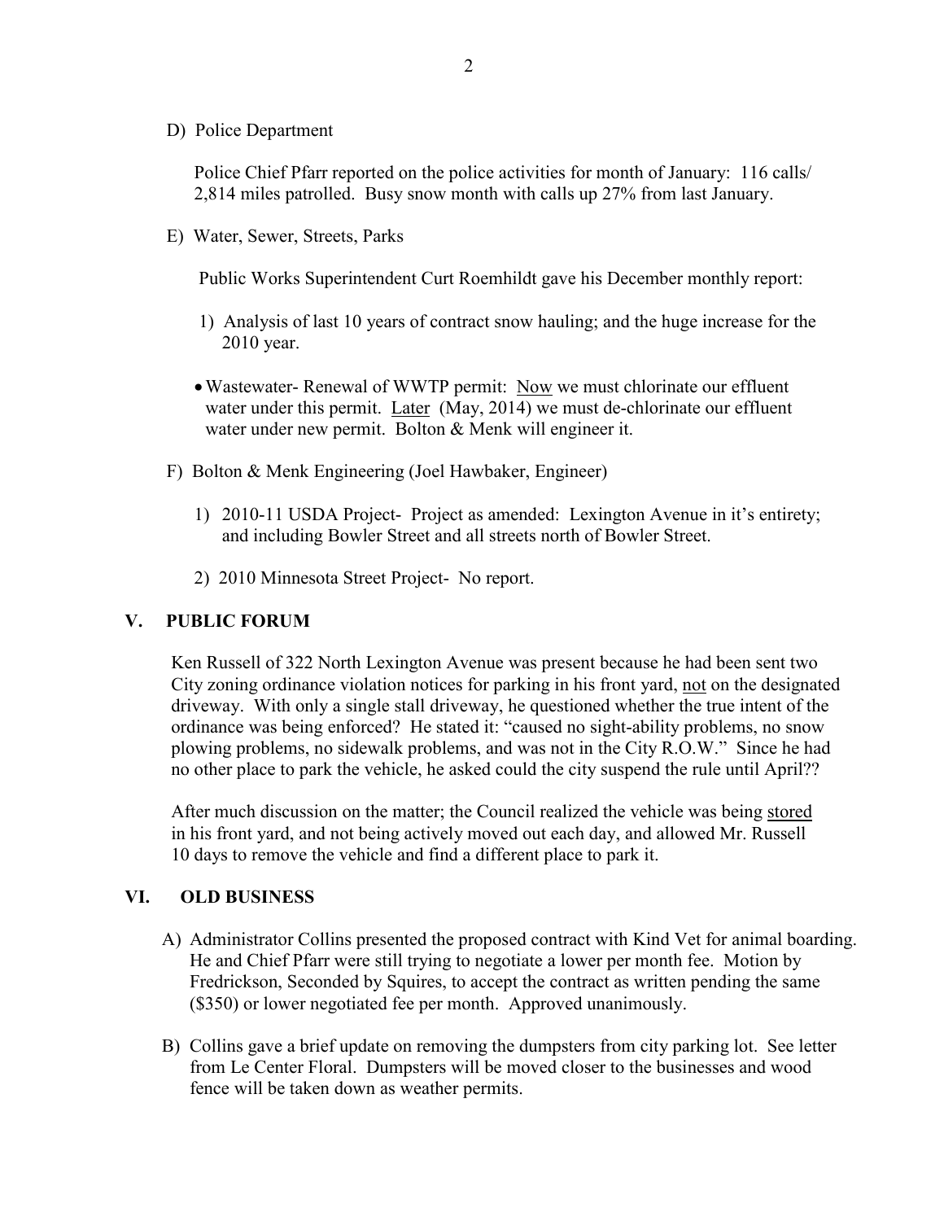D) Police Department

Police Chief Pfarr reported on the police activities for month of January: 116 calls/ 2,814 miles patrolled. Busy snow month with calls up 27% from last January.

E) Water, Sewer, Streets, Parks

Public Works Superintendent Curt Roemhildt gave his December monthly report:

1) Analysis of last 10 years of contract snow hauling; and the huge increase for the 2010 year.

- Wastewater- Renewal of WWTP permit: Now we must chlorinate our effluent water under this permit. Later (May, 2014) we must de-chlorinate our effluent water under new permit. Bolton & Menk will engineer it.

F) Bolton & Menk Engineering (Joel Hawbaker, Engineer)

1) 2010-11 USDA Project- Project as amended: Lexington Avenue in it's entirety; and including Bowler Street and all streets north of Bowler Street.

2) 2010 Minnesota Street Project- No report.

## V. PUBLIC FORUM

Ken Russell of 322 North Lexington Avenue was present because he had been sent two City zoning ordinance violation notices for parking in his front yard, not on the designated driveway. With only a single stall driveway, he questioned whether the true intent of the ordinance was being enforced? He stated it: "caused no sight-ability problems, no snow plowing problems, no sidewalk problems, and was not in the City R.O.W." Since he had no other place to park the vehicle, he asked could the city suspend the rule until April??

After much discussion on the matter; the Council realized the vehicle was being stored in his front yard, and not being actively moved out each day, and allowed Mr. Russell 10 days to remove the vehicle and find a different place to park it.

## VI. OLD BUSINESS

A) Administrator Collins presented the proposed contract with Kind Vet for animal boarding. He and Chief Pfarr were still trying to negotiate a lower per month fee. Motion by Fredrickson, Seconded by Squires, to accept the contract as written pending the same ($350) or lower negotiated fee per month. Approved unanimously.

B) Collins gave a brief update on removing the dumpsters from city parking lot. See letter from Le Center Floral. Dumpsters will be moved closer to the businesses and wood fence will be taken down as weather permits.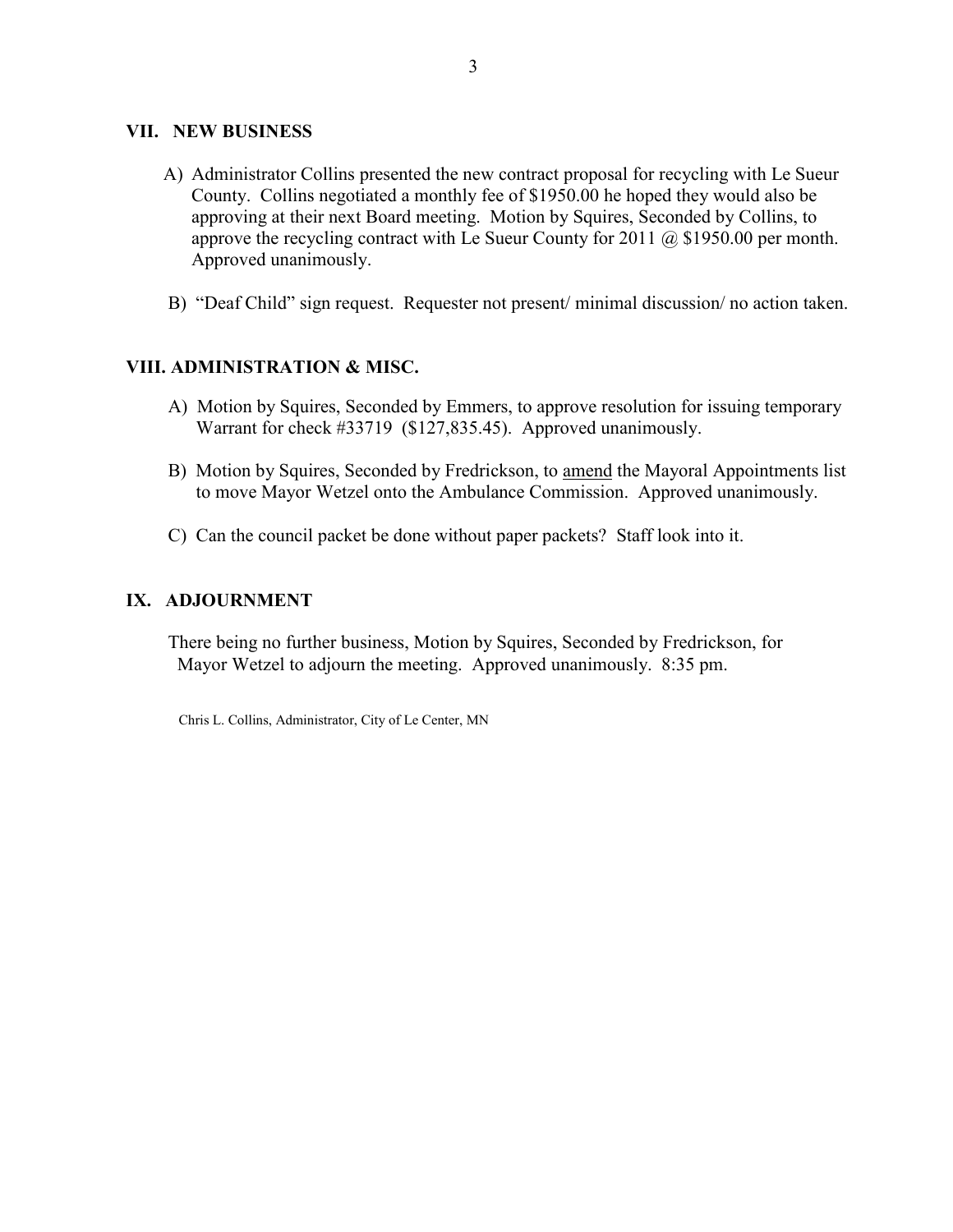## VII. NEW BUSINESS

A) Administrator Collins presented the new contract proposal for recycling with Le Sueur County. Collins negotiated a monthly fee of $1950.00 he hoped they would also be approving at their next Board meeting. Motion by Squires, Seconded by Collins, to approve the recycling contract with Le Sueur County for 2011 @ $1950.00 per month. Approved unanimously.

B) "Deaf Child" sign request. Requester not present/ minimal discussion/ no action taken.

## VIII. ADMINISTRATION & MISC.

A) Motion by Squires, Seconded by Emmers, to approve resolution for issuing temporary Warrant for check #33719 ($127,835.45). Approved unanimously.

B) Motion by Squires, Seconded by Fredrickson, to <u>amend</u> the Mayoral Appointments list to move Mayor Wetzel onto the Ambulance Commission. Approved unanimously.

C) Can the council packet be done without paper packets? Staff look into it.

## IX. ADJOURNMENT

There being no further business, Motion by Squires, Seconded by Fredrickson, for Mayor Wetzel to adjourn the meeting. Approved unanimously. 8:35 pm.

Chris L. Collins, Administrator, City of Le Center, MN